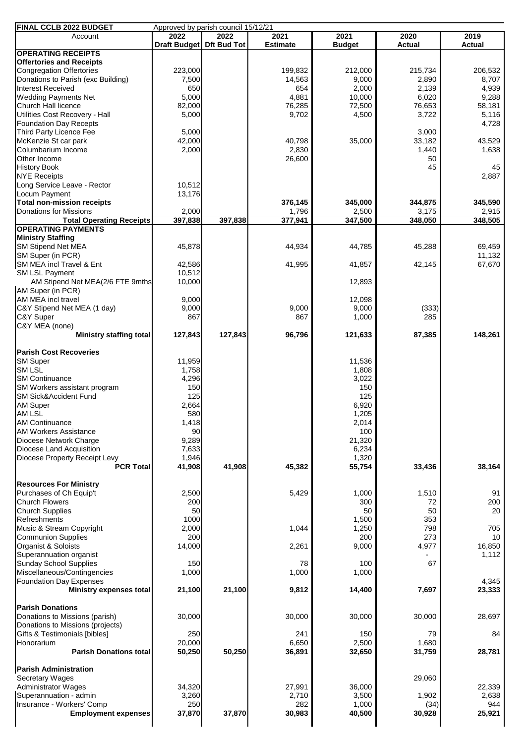| FINAL CCLB 2022 BUDGET | Approved by parish council 15/12/21 | | | | | |
|---|---|---|---|---|---|---|
| Account | 2022 Draft Budget | 2022 Dft Bud Tot | 2021 Estimate | 2021 Budget | 2020 Actual | 2019 Actual |
| **OPERATING RECEIPTS** | | | | | | |
| **Offertories and Receipts** | | | | | | |
| Congregation Offertories | 223,000 | | 199,832 | 212,000 | 215,734 | 206,532 |
| Donations to Parish (exc Building) | 7,500 | | 14,563 | 9,000 | 2,890 | 8,707 |
| Interest Received | 650 | | 654 | 2,000 | 2,139 | 4,939 |
| Wedding Payments Net | 5,000 | | 4,881 | 10,000 | 6,020 | 9,288 |
| Church Hall licence | 82,000 | | 76,285 | 72,500 | 76,653 | 58,181 |
| Utilities Cost Recovery - Hall | 5,000 | | 9,702 | 4,500 | 3,722 | 5,116 |
| Foundation Day Recepts | | | | | | 4,728 |
| Third Party Licence Fee | 5,000 | | | | 3,000 | |
| McKenzie St car park | 42,000 | | 40,798 | 35,000 | 33,182 | 43,529 |
| Columbarium Income | 2,000 | | 2,830 | | 1,440 | 1,638 |
| Other Income | | | 26,600 | | 50 | |
| History Book | | | | | 45 | 45 |
| NYE Receipts | | | | | | 2,887 |
| Long Service Leave - Rector | 10,512 | | | | | |
| Locum Payment | 13,176 | | | | | |
| **Total non-mission receipts** | | | **376,145** | **345,000** | **344,875** | **345,590** |
| Donations for Missions | 2,000 | | 1,796 | 2,500 | 3,175 | 2,915 |
| **Total Operating Receipts** | **397,838** | **397,838** | **377,941** | **347,500** | **348,050** | **348,505** |
| **OPERATING PAYMENTS** | | | | | | |
| **Ministry Staffing** | | | | | | |
| SM Stipend Net MEA | 45,878 | | 44,934 | 44,785 | 45,288 | 69,459 |
| SM Super (in PCR) | | | | | | 11,132 |
| SM MEA incl Travel & Ent | 42,586 | | 41,995 | 41,857 | 42,145 | 67,670 |
| SM LSL Payment | 10,512 | | | | | |
| AM Stipend Net MEA(2/6 FTE 9mths | 10,000 | | | 12,893 | | |
| AM Super (in PCR) | | | | | | |
| AM MEA incl travel | 9,000 | | | 12,098 | | |
| C&Y Stipend Net MEA (1 day) | 9,000 | | 9,000 | 9,000 | (333) | |
| C&Y Super | 867 | | 867 | 1,000 | 285 | |
| C&Y MEA (none) | | | | | | |
| **Ministry staffing total** | **127,843** | **127,843** | **96,796** | **121,633** | **87,385** | **148,261** |
| **Parish Cost Recoveries** | | | | | | |
| SM Super | 11,959 | | | 11,536 | | |
| SM LSL | 1,758 | | | 1,808 | | |
| SM Continuance | 4,296 | | | 3,022 | | |
| SM Workers assistant program | 150 | | | 150 | | |
| SM Sick&Accident Fund | 125 | | | 125 | | |
| AM Super | 2,664 | | | 6,920 | | |
| AM LSL | 580 | | | 1,205 | | |
| AM Continuance | 1,418 | | | 2,014 | | |
| AM Workers Assistance | 90 | | | 100 | | |
| Diocese Network Charge | 9,289 | | | 21,320 | | |
| Diocese Land Acquisition | 7,633 | | | 6,234 | | |
| Diocese Property Receipt Levy | 1,946 | | | 1,320 | | |
| **PCR Total** | **41,908** | **41,908** | **45,382** | **55,754** | **33,436** | **38,164** |
| **Resources For Ministry** | | | | | | |
| Purchases of Ch Equip't | 2,500 | | 5,429 | 1,000 | 1,510 | 91 |
| Church Flowers | 200 | | | 300 | 72 | 200 |
| Church Supplies | 50 | | | 50 | 50 | 20 |
| Refreshments | 1000 | | | 1,500 | 353 | |
| Music & Stream Copyright | 2,000 | | 1,044 | 1,250 | 798 | 705 |
| Communion Supplies | 200 | | | 200 | 273 | 10 |
| Organist & Soloists | 14,000 | | 2,261 | 9,000 | 4,977 | 16,850 |
| Superannuation organist | | | | | - | 1,112 |
| Sunday School Supplies | 150 | | 78 | 100 | 67 | |
| Miscellaneous/Contingencies | 1,000 | | 1,000 | 1,000 | | |
| Foundation Day Expenses | | | | | | 4,345 |
| **Ministry expenses total** | **21,100** | **21,100** | **9,812** | **14,400** | **7,697** | **23,333** |
| **Parish Donations** | | | | | | |
| Donations to Missions (parish) | 30,000 | | 30,000 | 30,000 | 30,000 | 28,697 |
| Donations to Missions (projects) | | | | | | |
| Gifts & Testimonials [bibles] | 250 | | 241 | 150 | 79 | 84 |
| Honorarium | 20,000 | | 6,650 | 2,500 | 1,680 | |
| **Parish Donations total** | **50,250** | **50,250** | **36,891** | **32,650** | **31,759** | **28,781** |
| **Parish Administration** | | | | | | |
| Secretary Wages | | | | | 29,060 | |
| Administrator Wages | 34,320 | | 27,991 | 36,000 | | 22,339 |
| Superannuation - admin | 3,260 | | 2,710 | 3,500 | 1,902 | 2,638 |
| Insurance - Workers' Comp | 250 | | 282 | 1,000 | (34) | 944 |
| **Employment expenses** | **37,870** | **37,870** | **30,983** | **40,500** | **30,928** | **25,921** |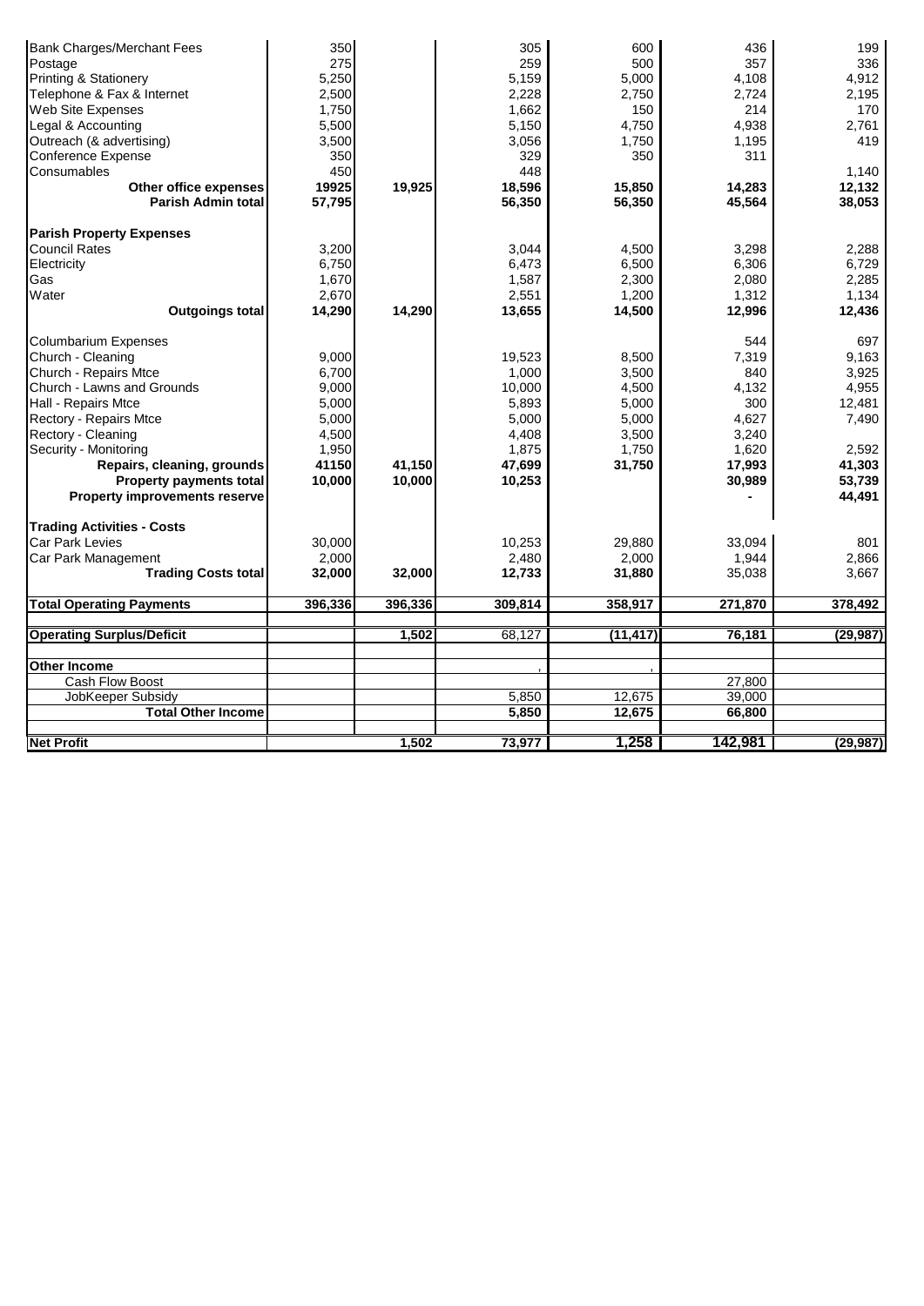| | | | | | | |
|---|---|---|---|---|---|---|
| Bank Charges/Merchant Fees | 350 | | 305 | 600 | 436 | 199 |
| Postage | 275 | | 259 | 500 | 357 | 336 |
| Printing & Stationery | 5,250 | | 5,159 | 5,000 | 4,108 | 4,912 |
| Telephone & Fax & Internet | 2,500 | | 2,228 | 2,750 | 2,724 | 2,195 |
| Web Site Expenses | 1,750 | | 1,662 | 150 | 214 | 170 |
| Legal & Accounting | 5,500 | | 5,150 | 4,750 | 4,938 | 2,761 |
| Outreach (& advertising) | 3,500 | | 3,056 | 1,750 | 1,195 | 419 |
| Conference Expense | 350 | | 329 | 350 | 311 | |
| Consumables | 450 | | 448 | | | 1,140 |
| **Other office expenses** | **19925** | **19,925** | **18,596** | **15,850** | **14,283** | **12,132** |
| **Parish Admin total** | **57,795** | | **56,350** | **56,350** | **45,564** | **38,053** |
| | | | | | | |
| **Parish Property Expenses** | | | | | | |
| Council Rates | 3,200 | | 3,044 | 4,500 | 3,298 | 2,288 |
| Electricity | 6,750 | | 6,473 | 6,500 | 6,306 | 6,729 |
| Gas | 1,670 | | 1,587 | 2,300 | 2,080 | 2,285 |
| Water | 2,670 | | 2,551 | 1,200 | 1,312 | 1,134 |
| **Outgoings total** | **14,290** | **14,290** | **13,655** | **14,500** | **12,996** | **12,436** |
| | | | | | | |
| Columbarium Expenses | | | | | 544 | 697 |
| Church - Cleaning | 9,000 | | 19,523 | 8,500 | 7,319 | 9,163 |
| Church - Repairs Mtce | 6,700 | | 1,000 | 3,500 | 840 | 3,925 |
| Church - Lawns and Grounds | 9,000 | | 10,000 | 4,500 | 4,132 | 4,955 |
| Hall - Repairs Mtce | 5,000 | | 5,893 | 5,000 | 300 | 12,481 |
| Rectory - Repairs Mtce | 5,000 | | 5,000 | 5,000 | 4,627 | 7,490 |
| Rectory - Cleaning | 4,500 | | 4,408 | 3,500 | 3,240 | |
| Security - Monitoring | 1,950 | | 1,875 | 1,750 | 1,620 | 2,592 |
| **Repairs, cleaning, grounds** | **41150** | **41,150** | **47,699** | **31,750** | **17,993** | **41,303** |
| **Property payments total** | **10,000** | **10,000** | **10,253** | | **30,989** | **53,739** |
| **Property improvements reserve** | | | | | **-** | **44,491** |
| | | | | | | |
| **Trading Activities - Costs** | | | | | | |
| Car Park Levies | 30,000 | | 10,253 | 29,880 | 33,094 | 801 |
| Car Park Management | 2,000 | | 2,480 | 2,000 | 1,944 | 2,866 |
| **Trading Costs total** | **32,000** | **32,000** | **12,733** | **31,880** | 35,038 | 3,667 |
| | | | | | | |
| **Total Operating Payments** | **396,336** | **396,336** | **309,814** | **358,917** | **271,870** | **378,492** |
| | | | | | | |
| **Operating Surplus/Deficit** | | **1,502** | 68,127 | **(11,417)** | **76,181** | **(29,987)** |
| | | | | | | |
| **Other Income** | | | , | , | | |
| Cash Flow Boost | | | | | 27,800 | |
| JobKeeper Subsidy | | | 5,850 | 12,675 | 39,000 | |
| **Total Other Income** | | | **5,850** | **12,675** | **66,800** | |
| | | | | | | |
| **Net Profit** | | **1,502** | **73,977** | **1,258** | **142,981** | **(29,987)** |